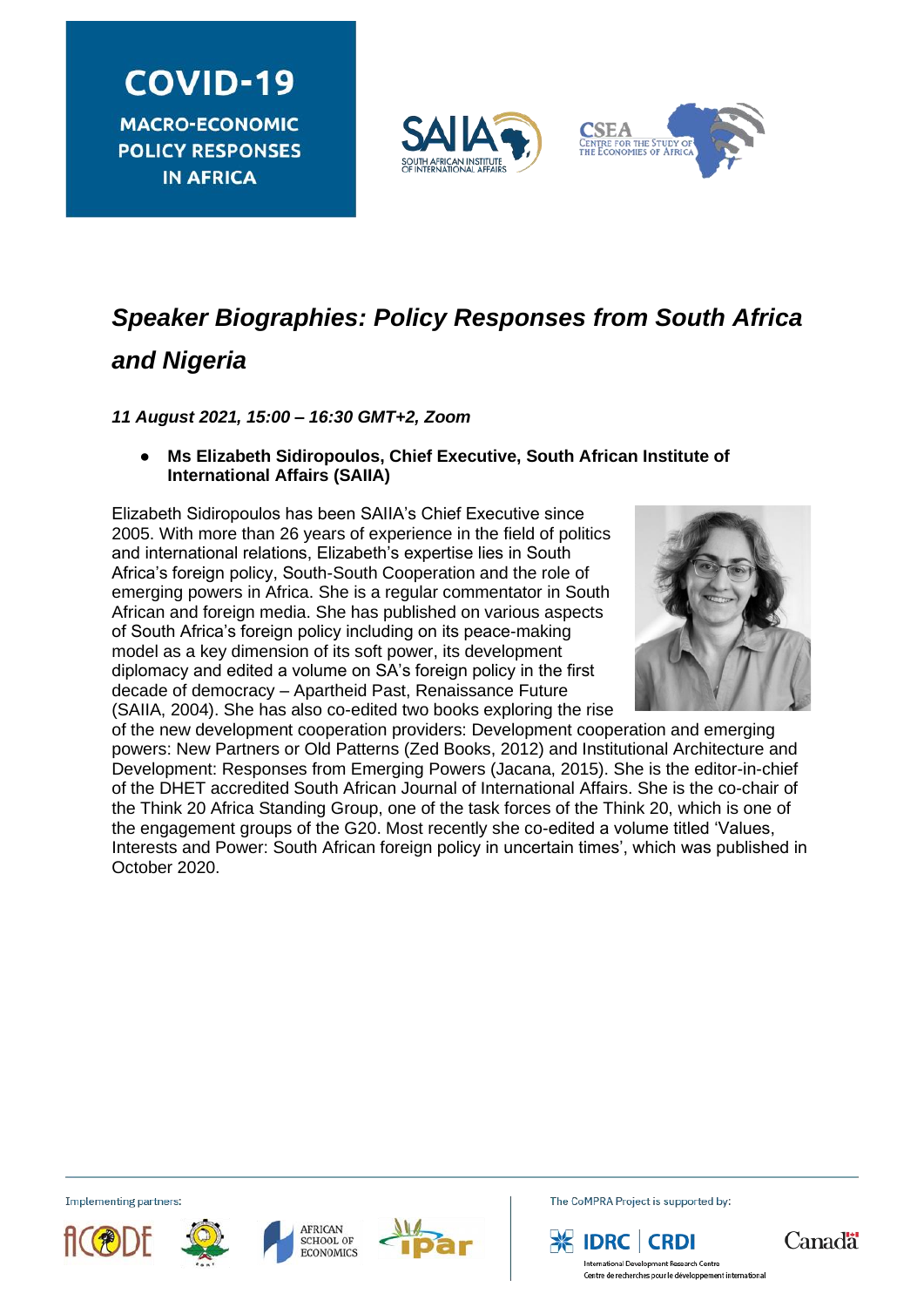# COVID-19 MACRO-ECONOMIC POLICY RESPONSES IN AFRICA

## *Speaker Biographies: Policy Responses from South Africa and Nigeria*

***11 August 2021, 15:00 – 16:30 GMT+2, Zoom***

- **Ms Elizabeth Sidiropoulos, Chief Executive, South African Institute of International Affairs (SAIIA)**

Elizabeth Sidiropoulos has been SAIIA's Chief Executive since 2005. With more than 26 years of experience in the field of politics and international relations, Elizabeth's expertise lies in South Africa's foreign policy, South-South Cooperation and the role of emerging powers in Africa. She is a regular commentator in South African and foreign media. She has published on various aspects of South Africa's foreign policy including on its peace-making model as a key dimension of its soft power, its development diplomacy and edited a volume on SA's foreign policy in the first decade of democracy – Apartheid Past, Renaissance Future (SAIIA, 2004). She has also co-edited two books exploring the rise of the new development cooperation providers: Development cooperation and emerging powers: New Partners or Old Patterns (Zed Books, 2012) and Institutional Architecture and Development: Responses from Emerging Powers (Jacana, 2015). She is the editor-in-chief of the DHET accredited South African Journal of International Affairs. She is the co-chair of the Think 20 Africa Standing Group, one of the task forces of the Think 20, which is one of the engagement groups of the G20. Most recently she co-edited a volume titled 'Values, Interests and Power: South African foreign policy in uncertain times', which was published in October 2020.

Implementing partners:

The CoMPRA Project is supported by: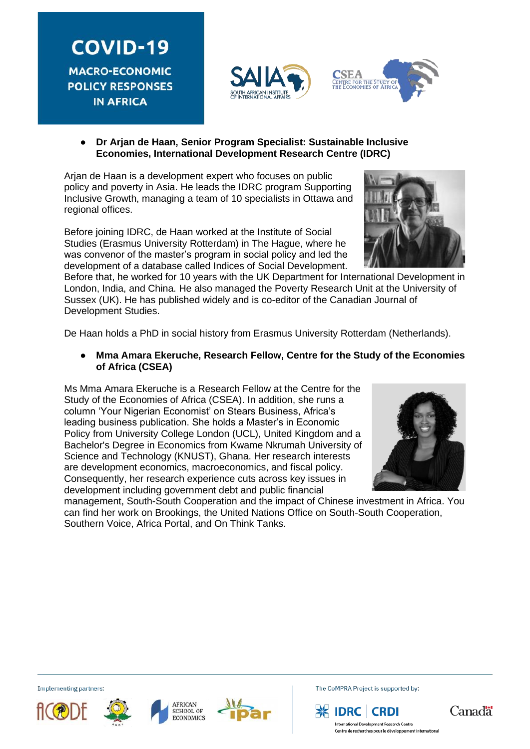- **Dr Arjan de Haan, Senior Program Specialist: Sustainable Inclusive Economies, International Development Research Centre (IDRC)**

Arjan de Haan is a development expert who focuses on public policy and poverty in Asia. He leads the IDRC program Supporting Inclusive Growth, managing a team of 10 specialists in Ottawa and regional offices.

Before joining IDRC, de Haan worked at the Institute of Social Studies (Erasmus University Rotterdam) in The Hague, where he was convenor of the master's program in social policy and led the development of a database called Indices of Social Development. Before that, he worked for 10 years with the UK Department for International Development in London, India, and China. He also managed the Poverty Research Unit at the University of Sussex (UK). He has published widely and is co-editor of the Canadian Journal of Development Studies.

De Haan holds a PhD in social history from Erasmus University Rotterdam (Netherlands).

- **Mma Amara Ekeruche, Research Fellow, Centre for the Study of the Economies of Africa (CSEA)**

Ms Mma Amara Ekeruche is a Research Fellow at the Centre for the Study of the Economies of Africa (CSEA). In addition, she runs a column 'Your Nigerian Economist' on Stears Business, Africa's leading business publication. She holds a Master's in Economic Policy from University College London (UCL), United Kingdom and a Bachelor's Degree in Economics from Kwame Nkrumah University of Science and Technology (KNUST), Ghana. Her research interests are development economics, macroeconomics, and fiscal policy. Consequently, her research experience cuts across key issues in development including government debt and public financial management, South-South Cooperation and the impact of Chinese investment in Africa. You can find her work on Brookings, the United Nations Office on South-South Cooperation, Southern Voice, Africa Portal, and On Think Tanks.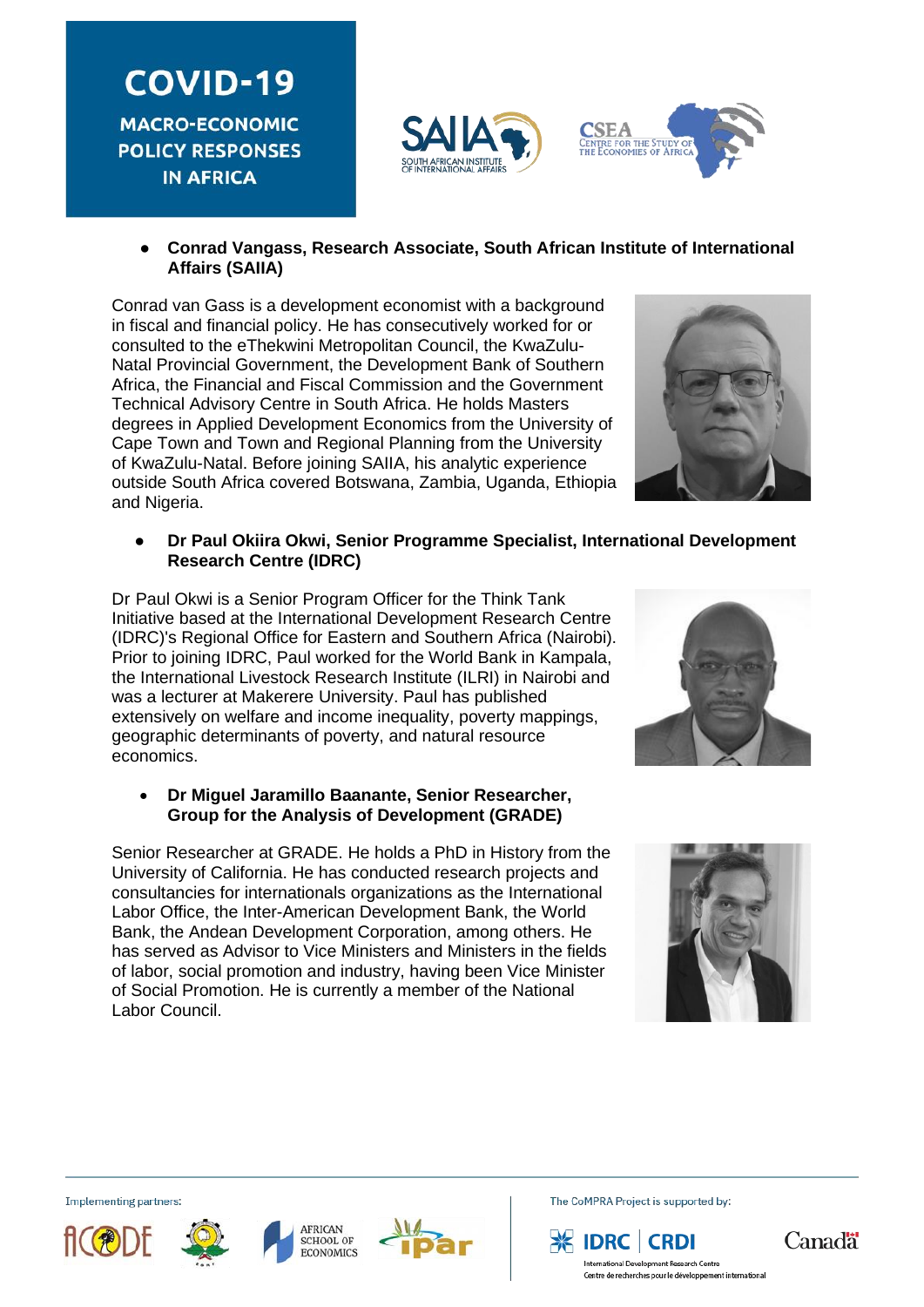- **Conrad Vangass, Research Associate, South African Institute of International Affairs (SAIIA)**

Conrad van Gass is a development economist with a background in fiscal and financial policy. He has consecutively worked for or consulted to the eThekwini Metropolitan Council, the KwaZulu-Natal Provincial Government, the Development Bank of Southern Africa, the Financial and Fiscal Commission and the Government Technical Advisory Centre in South Africa. He holds Masters degrees in Applied Development Economics from the University of Cape Town and Town and Regional Planning from the University of KwaZulu-Natal. Before joining SAIIA, his analytic experience outside South Africa covered Botswana, Zambia, Uganda, Ethiopia and Nigeria.

- **Dr Paul Okiira Okwi, Senior Programme Specialist, International Development Research Centre (IDRC)**

Dr Paul Okwi is a Senior Program Officer for the Think Tank Initiative based at the International Development Research Centre (IDRC)'s Regional Office for Eastern and Southern Africa (Nairobi). Prior to joining IDRC, Paul worked for the World Bank in Kampala, the International Livestock Research Institute (ILRI) in Nairobi and was a lecturer at Makerere University. Paul has published extensively on welfare and income inequality, poverty mappings, geographic determinants of poverty, and natural resource economics.

- **Dr Miguel Jaramillo Baanante, Senior Researcher, Group for the Analysis of Development (GRADE)**

Senior Researcher at GRADE. He holds a PhD in History from the University of California. He has conducted research projects and consultancies for internationals organizations as the International Labor Office, the Inter-American Development Bank, the World Bank, the Andean Development Corporation, among others. He has served as Advisor to Vice Ministers and Ministers in the fields of labor, social promotion and industry, having been Vice Minister of Social Promotion. He is currently a member of the National Labor Council.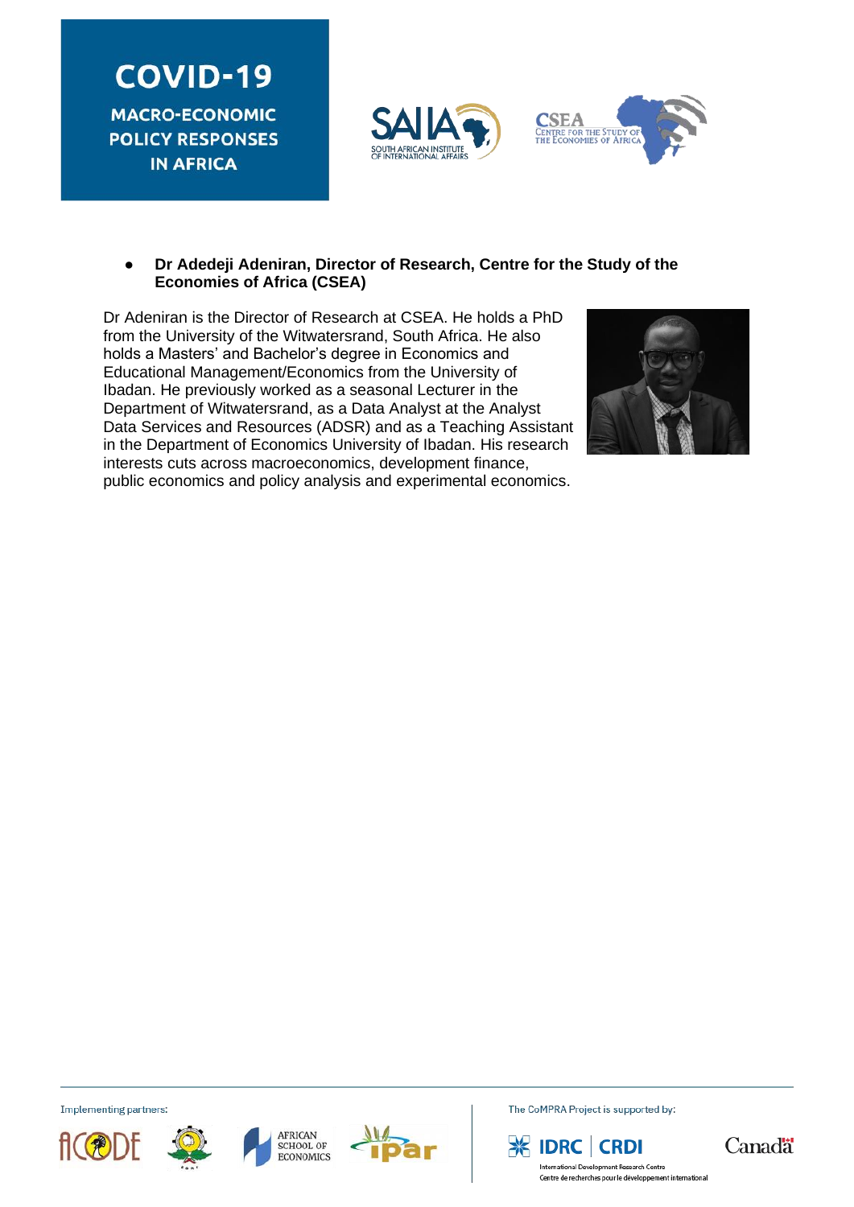- **Dr Adedeji Adeniran, Director of Research, Centre for the Study of the Economies of Africa (CSEA)**

Dr Adeniran is the Director of Research at CSEA. He holds a PhD from the University of the Witwatersrand, South Africa. He also holds a Masters' and Bachelor's degree in Economics and Educational Management/Economics from the University of Ibadan. He previously worked as a seasonal Lecturer in the Department of Witwatersrand, as a Data Analyst at the Analyst Data Services and Resources (ADSR) and as a Teaching Assistant in the Department of Economics University of Ibadan. His research interests cuts across macroeconomics, development finance, public economics and policy analysis and experimental economics.